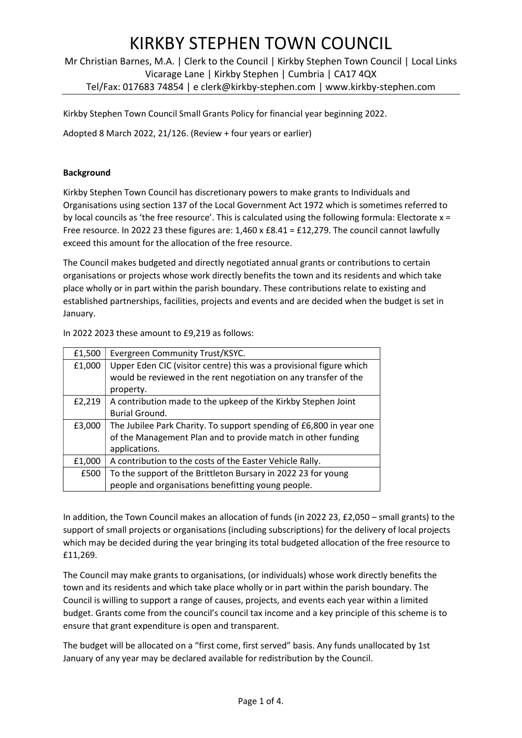# KIRKBY STEPHEN TOWN COUNCIL

Mr Christian Barnes, M.A. | Clerk to the Council | Kirkby Stephen Town Council | Local Links Vicarage Lane | Kirkby Stephen | Cumbria | CA17 4QX
Tel/Fax: 017683 74854 | e clerk@kirkby-stephen.com | www.kirkby-stephen.com

Kirkby Stephen Town Council Small Grants Policy for financial year beginning 2022.

Adopted 8 March 2022, 21/126. (Review + four years or earlier)

**Background**

Kirkby Stephen Town Council has discretionary powers to make grants to Individuals and Organisations using section 137 of the Local Government Act 1972 which is sometimes referred to by local councils as 'the free resource'. This is calculated using the following formula: Electorate x = Free resource. In 2022 23 these figures are: 1,460 x £8.41 = £12,279. The council cannot lawfully exceed this amount for the allocation of the free resource.

The Council makes budgeted and directly negotiated annual grants or contributions to certain organisations or projects whose work directly benefits the town and its residents and which take place wholly or in part within the parish boundary. These contributions relate to existing and established partnerships, facilities, projects and events and are decided when the budget is set in January.

In 2022 2023 these amount to £9,219 as follows:

| | |
|---|---|
| £1,500 | Evergreen Community Trust/KSYC. |
| £1,000 | Upper Eden CIC (visitor centre) this was a provisional figure which would be reviewed in the rent negotiation on any transfer of the property. |
| £2,219 | A contribution made to the upkeep of the Kirkby Stephen Joint Burial Ground. |
| £3,000 | The Jubilee Park Charity. To support spending of £6,800 in year one of the Management Plan and to provide match in other funding applications. |
| £1,000 | A contribution to the costs of the Easter Vehicle Rally. |
| £500 | To the support of the Brittleton Bursary in 2022 23 for young people and organisations benefitting young people. |

In addition, the Town Council makes an allocation of funds (in 2022 23, £2,050 – small grants) to the support of small projects or organisations (including subscriptions) for the delivery of local projects which may be decided during the year bringing its total budgeted allocation of the free resource to £11,269.

The Council may make grants to organisations, (or individuals) whose work directly benefits the town and its residents and which take place wholly or in part within the parish boundary. The Council is willing to support a range of causes, projects, and events each year within a limited budget. Grants come from the council's council tax income and a key principle of this scheme is to ensure that grant expenditure is open and transparent.

The budget will be allocated on a "first come, first served" basis. Any funds unallocated by 1st January of any year may be declared available for redistribution by the Council.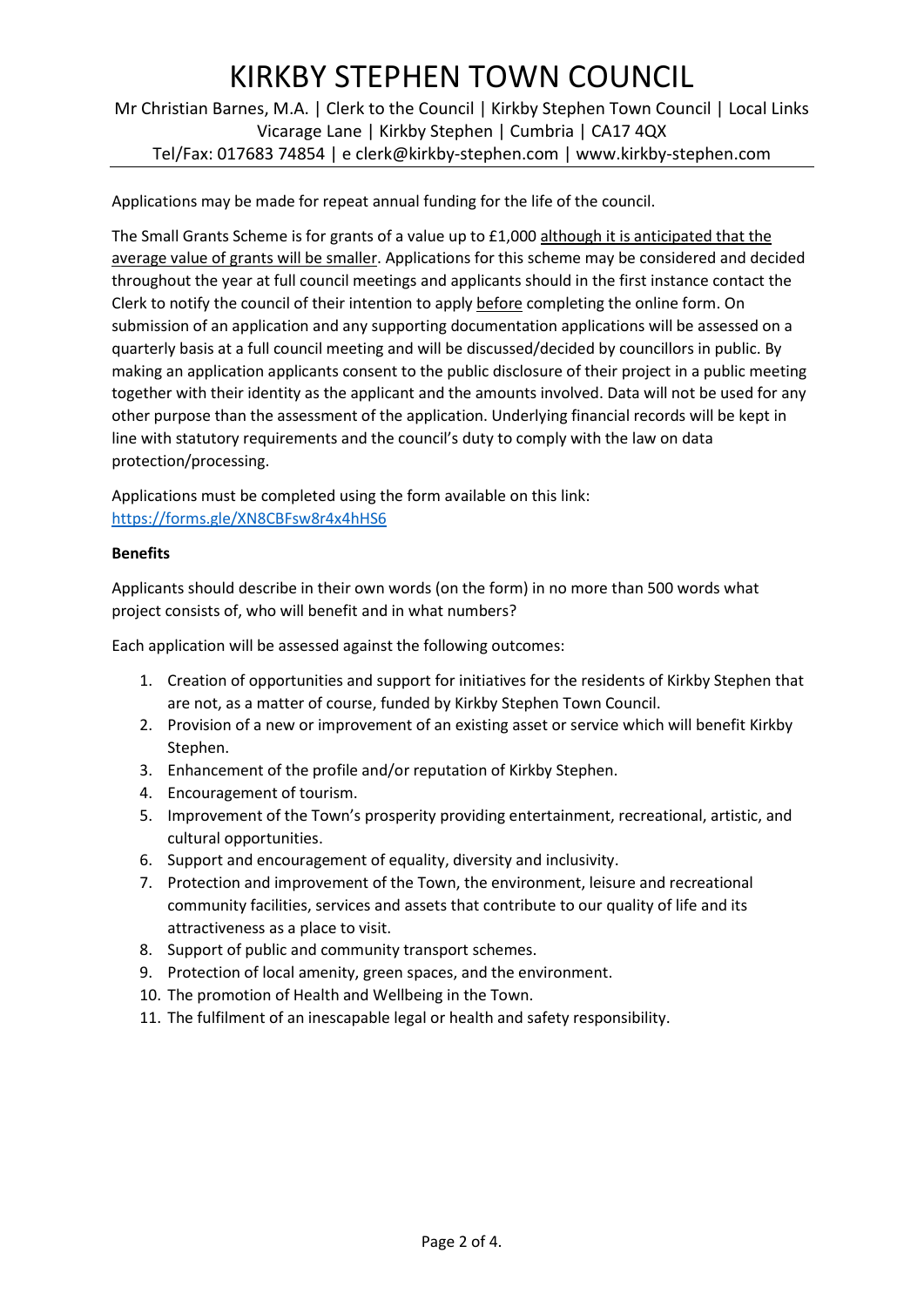Applications may be made for repeat annual funding for the life of the council.

The Small Grants Scheme is for grants of a value up to £1,000 although it is anticipated that the average value of grants will be smaller. Applications for this scheme may be considered and decided throughout the year at full council meetings and applicants should in the first instance contact the Clerk to notify the council of their intention to apply before completing the online form. On submission of an application and any supporting documentation applications will be assessed on a quarterly basis at a full council meeting and will be discussed/decided by councillors in public. By making an application applicants consent to the public disclosure of their project in a public meeting together with their identity as the applicant and the amounts involved. Data will not be used for any other purpose than the assessment of the application. Underlying financial records will be kept in line with statutory requirements and the council's duty to comply with the law on data protection/processing.

Applications must be completed using the form available on this link: [https://forms.gle/XN8CBFsw8r4x4hHS6](https://forms.gle/XN8CBFsw8r4x4hHS6)

**Benefits**

Applicants should describe in their own words (on the form) in no more than 500 words what project consists of, who will benefit and in what numbers?

Each application will be assessed against the following outcomes:

1. Creation of opportunities and support for initiatives for the residents of Kirkby Stephen that are not, as a matter of course, funded by Kirkby Stephen Town Council.
2. Provision of a new or improvement of an existing asset or service which will benefit Kirkby Stephen.
3. Enhancement of the profile and/or reputation of Kirkby Stephen.
4. Encouragement of tourism.
5. Improvement of the Town's prosperity providing entertainment, recreational, artistic, and cultural opportunities.
6. Support and encouragement of equality, diversity and inclusivity.
7. Protection and improvement of the Town, the environment, leisure and recreational community facilities, services and assets that contribute to our quality of life and its attractiveness as a place to visit.
8. Support of public and community transport schemes.
9. Protection of local amenity, green spaces, and the environment.
10. The promotion of Health and Wellbeing in the Town.
11. The fulfilment of an inescapable legal or health and safety responsibility.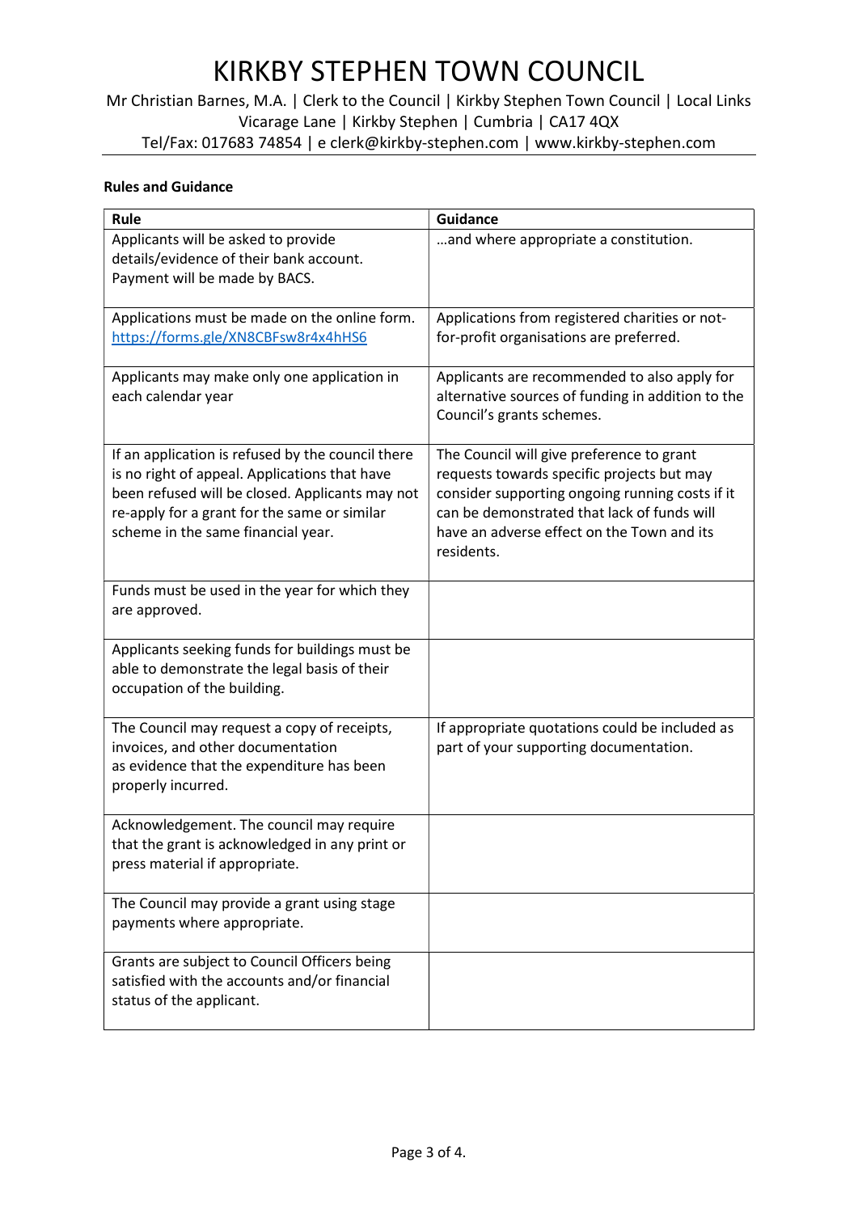# KIRKBY STEPHEN TOWN COUNCIL

Mr Christian Barnes, M.A. | Clerk to the Council | Kirkby Stephen Town Council | Local Links Vicarage Lane | Kirkby Stephen | Cumbria | CA17 4QX
Tel/Fax: 017683 74854 | e clerk@kirkby-stephen.com | www.kirkby-stephen.com

**Rules and Guidance**

| Rule | Guidance |
|---|---|
| Applicants will be asked to provide details/evidence of their bank account. Payment will be made by BACS. | …and where appropriate a constitution. |
| Applications must be made on the online form. [https://forms.gle/XN8CBFsw8r4x4hHS6](https://forms.gle/XN8CBFsw8r4x4hHS6) | Applications from registered charities or not-for-profit organisations are preferred. |
| Applicants may make only one application in each calendar year | Applicants are recommended to also apply for alternative sources of funding in addition to the Council's grants schemes. |
| If an application is refused by the council there is no right of appeal. Applications that have been refused will be closed. Applicants may not re-apply for a grant for the same or similar scheme in the same financial year. | The Council will give preference to grant requests towards specific projects but may consider supporting ongoing running costs if it can be demonstrated that lack of funds will have an adverse effect on the Town and its residents. |
| Funds must be used in the year for which they are approved. | |
| Applicants seeking funds for buildings must be able to demonstrate the legal basis of their occupation of the building. | |
| The Council may request a copy of receipts, invoices, and other documentation as evidence that the expenditure has been properly incurred. | If appropriate quotations could be included as part of your supporting documentation. |
| Acknowledgement. The council may require that the grant is acknowledged in any print or press material if appropriate. | |
| The Council may provide a grant using stage payments where appropriate. | |
| Grants are subject to Council Officers being satisfied with the accounts and/or financial status of the applicant. | |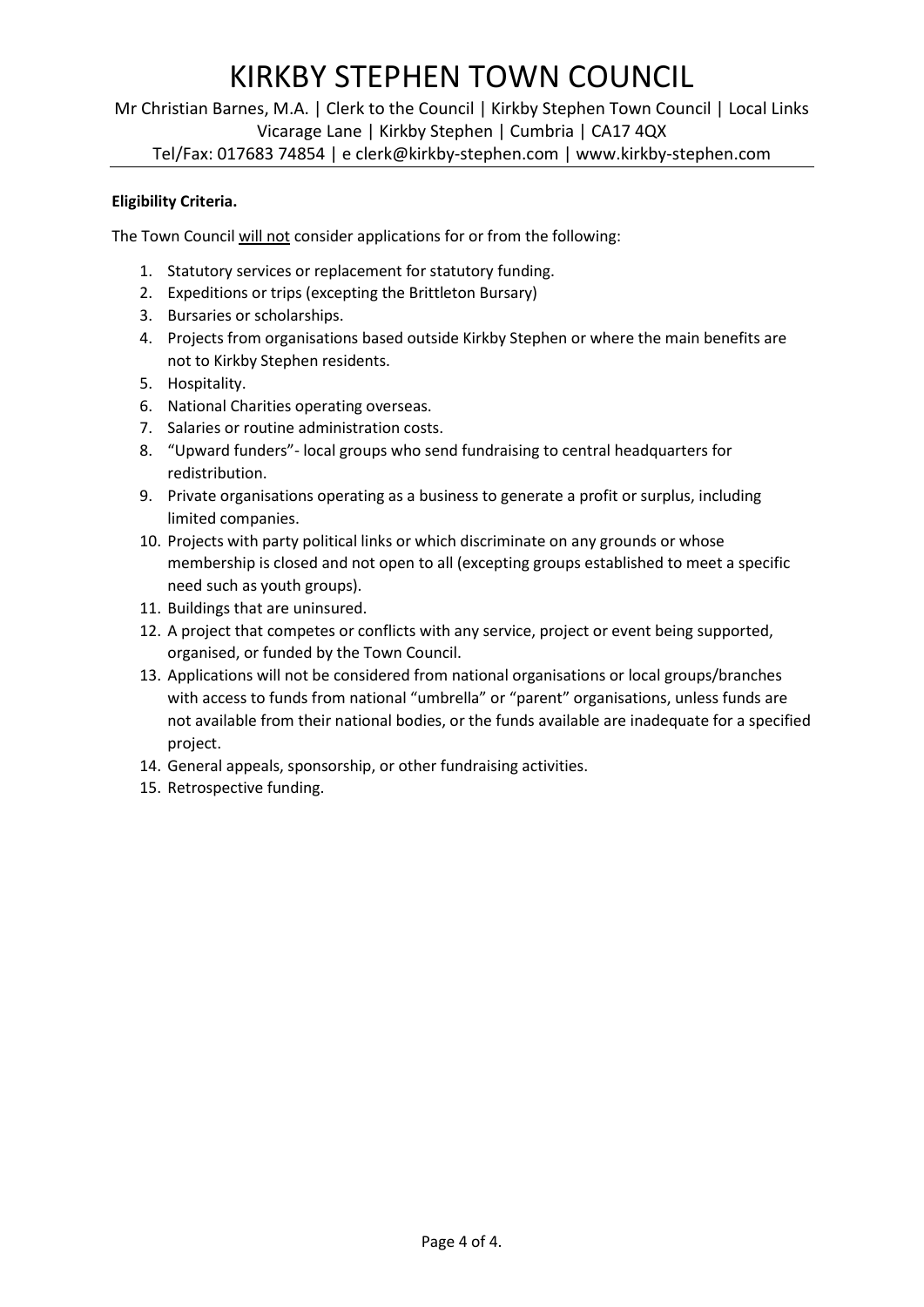**Eligibility Criteria.**

The Town Council <u>will not</u> consider applications for or from the following:

1. Statutory services or replacement for statutory funding.
2. Expeditions or trips (excepting the Brittleton Bursary)
3. Bursaries or scholarships.
4. Projects from organisations based outside Kirkby Stephen or where the main benefits are not to Kirkby Stephen residents.
5. Hospitality.
6. National Charities operating overseas.
7. Salaries or routine administration costs.
8. "Upward funders"- local groups who send fundraising to central headquarters for redistribution.
9. Private organisations operating as a business to generate a profit or surplus, including limited companies.
10. Projects with party political links or which discriminate on any grounds or whose membership is closed and not open to all (excepting groups established to meet a specific need such as youth groups).
11. Buildings that are uninsured.
12. A project that competes or conflicts with any service, project or event being supported, organised, or funded by the Town Council.
13. Applications will not be considered from national organisations or local groups/branches with access to funds from national "umbrella" or "parent" organisations, unless funds are not available from their national bodies, or the funds available are inadequate for a specified project.
14. General appeals, sponsorship, or other fundraising activities.
15. Retrospective funding.